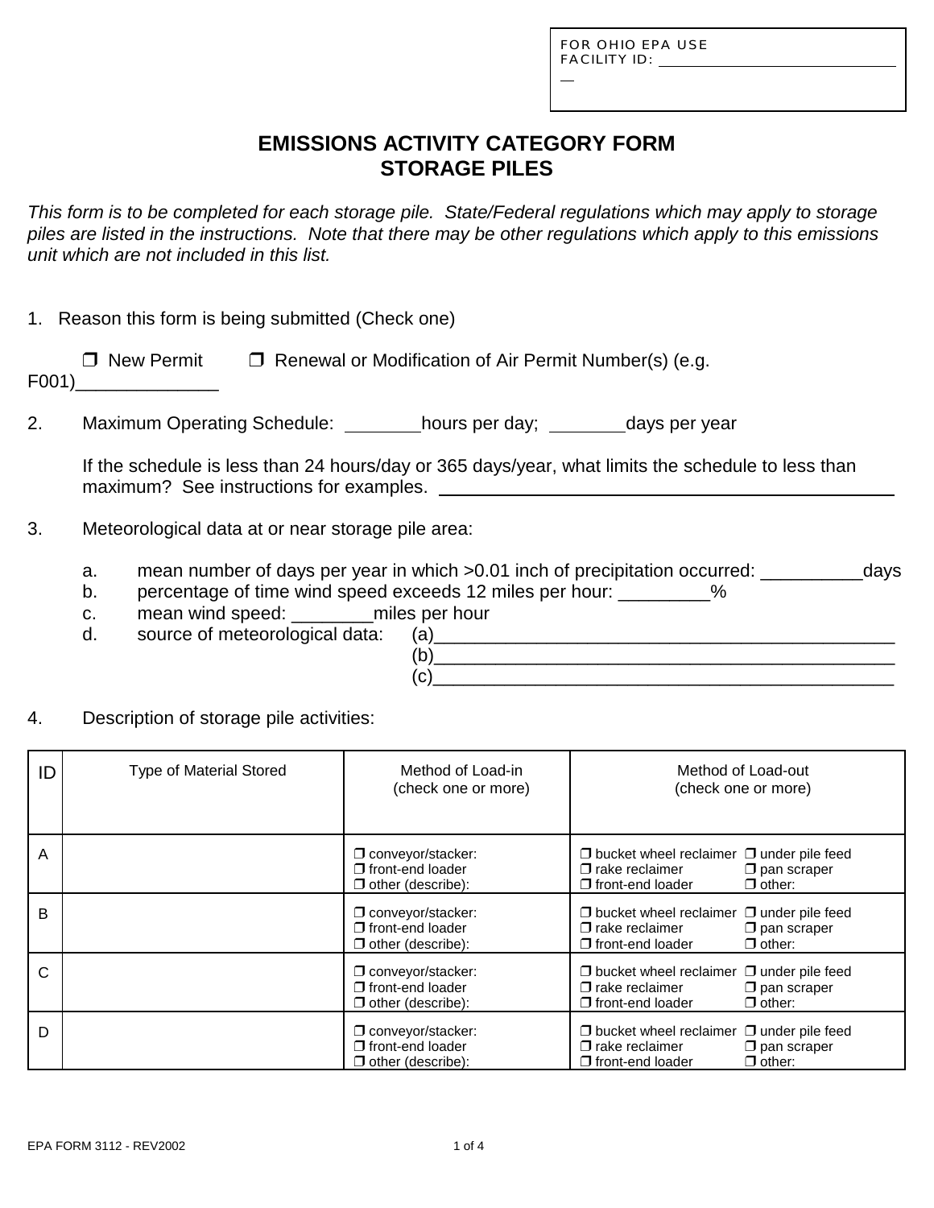FOR OHIO EPA USE
FACILITY ID: ______________________________

# EMISSIONS ACTIVITY CATEGORY FORM
# STORAGE PILES

*This form is to be completed for each storage pile. State/Federal regulations which may apply to storage piles are listed in the instructions. Note that there may be other regulations which apply to this emissions unit which are not included in this list.*

1. Reason this form is being submitted (Check one)

   ❒ New Permit   ❒ Renewal or Modification of Air Permit Number(s) (e.g. F001)______________

2. Maximum Operating Schedule: ________hours per day; ________days per year

   If the schedule is less than 24 hours/day or 365 days/year, what limits the schedule to less than maximum? See instructions for examples. ______________________________________________

3. Meteorological data at or near storage pile area:

   a. mean number of days per year in which >0.01 inch of precipitation occurred: __________days
   b. percentage of time wind speed exceeds 12 miles per hour: _________%
   c. mean wind speed: ________miles per hour
   d. source of meteorological data: (a)_______________________________________________
      (b)_______________________________________________
      (c)_______________________________________________

4. Description of storage pile activities:

| ID | Type of Material Stored | Method of Load-in (check one or more) | Method of Load-out (check one or more) |
|---|---|---|---|
| A | | ❒ conveyor/stacker:<br>❒ front-end loader<br>❒ other (describe): | ❒ bucket wheel reclaimer ❒ under pile feed<br>❒ rake reclaimer ❒ pan scraper<br>❒ front-end loader ❒ other: |
| B | | ❒ conveyor/stacker:<br>❒ front-end loader<br>❒ other (describe): | ❒ bucket wheel reclaimer ❒ under pile feed<br>❒ rake reclaimer ❒ pan scraper<br>❒ front-end loader ❒ other: |
| C | | ❒ conveyor/stacker:<br>❒ front-end loader<br>❒ other (describe): | ❒ bucket wheel reclaimer ❒ under pile feed<br>❒ rake reclaimer ❒ pan scraper<br>❒ front-end loader ❒ other: |
| D | | ❒ conveyor/stacker:<br>❒ front-end loader<br>❒ other (describe): | ❒ bucket wheel reclaimer ❒ under pile feed<br>❒ rake reclaimer ❒ pan scraper<br>❒ front-end loader ❒ other: |

EPA FORM 3112 - REV2002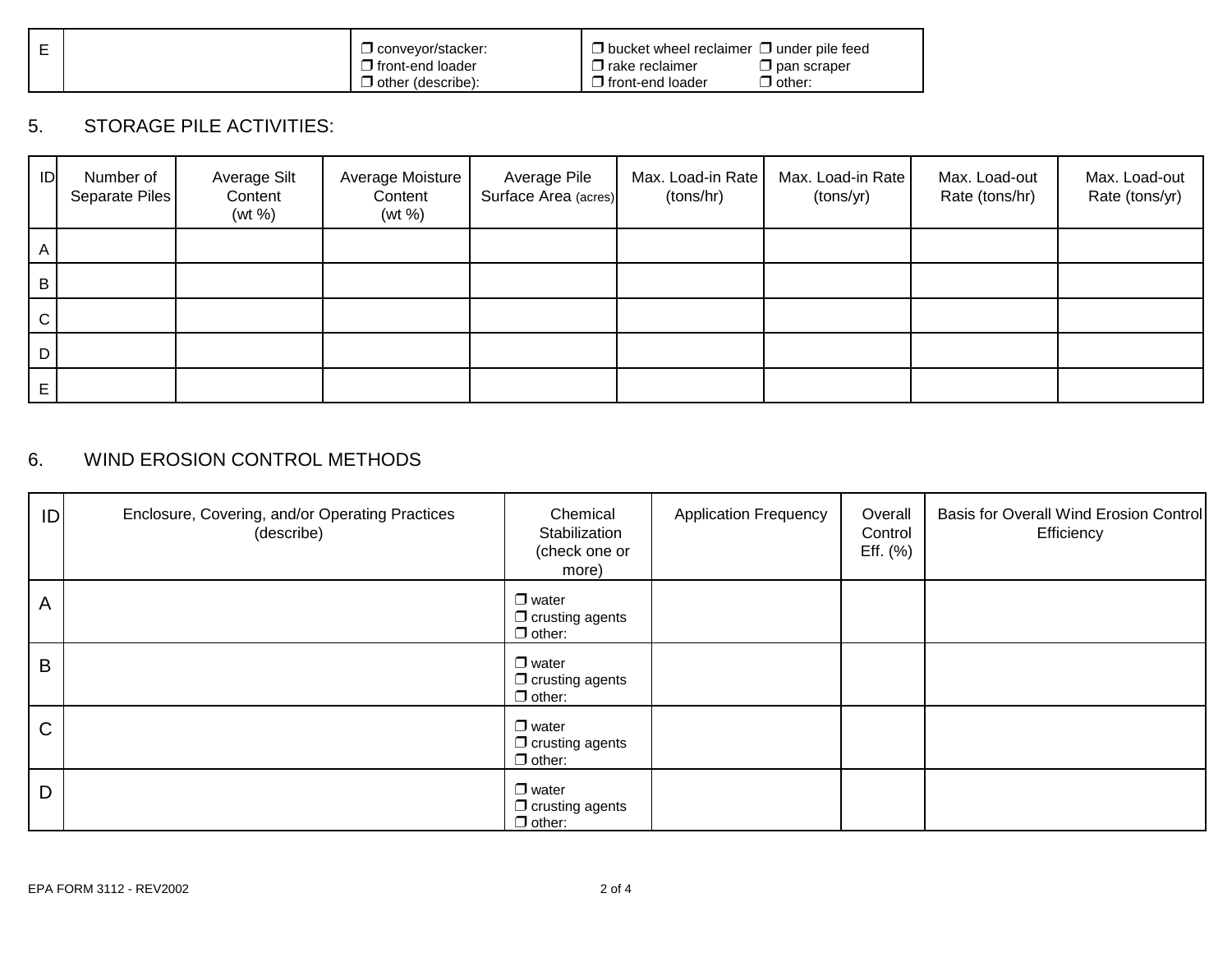| E | | ❒ conveyor/stacker:<br>❒ front-end loader<br>❒ other (describe): | ❒ bucket wheel reclaimer ❒ under pile feed<br>❒ rake reclaimer ❒ pan scraper<br>❒ front-end loader ❒ other: |
|---|---|---|---|

## 5. STORAGE PILE ACTIVITIES:

| ID | Number of Separate Piles | Average Silt Content (wt %) | Average Moisture Content (wt %) | Average Pile Surface Area (acres) | Max. Load-in Rate (tons/hr) | Max. Load-in Rate (tons/yr) | Max. Load-out Rate (tons/hr) | Max. Load-out Rate (tons/yr) |
|---|---|---|---|---|---|---|---|---|
| A | | | | | | | | |
| B | | | | | | | | |
| C | | | | | | | | |
| D | | | | | | | | |
| E | | | | | | | | |

## 6. WIND EROSION CONTROL METHODS

| ID | Enclosure, Covering, and/or Operating Practices (describe) | Chemical Stabilization (check one or more) | Application Frequency | Overall Control Eff. (%) | Basis for Overall Wind Erosion Control Efficiency |
|---|---|---|---|---|---|
| A | | ❒ water<br>❒ crusting agents<br>❒ other: | | | |
| B | | ❒ water<br>❒ crusting agents<br>❒ other: | | | |
| C | | ❒ water<br>❒ crusting agents<br>❒ other: | | | |
| D | | ❒ water<br>❒ crusting agents<br>❒ other: | | | |

EPA FORM 3112 - REV2002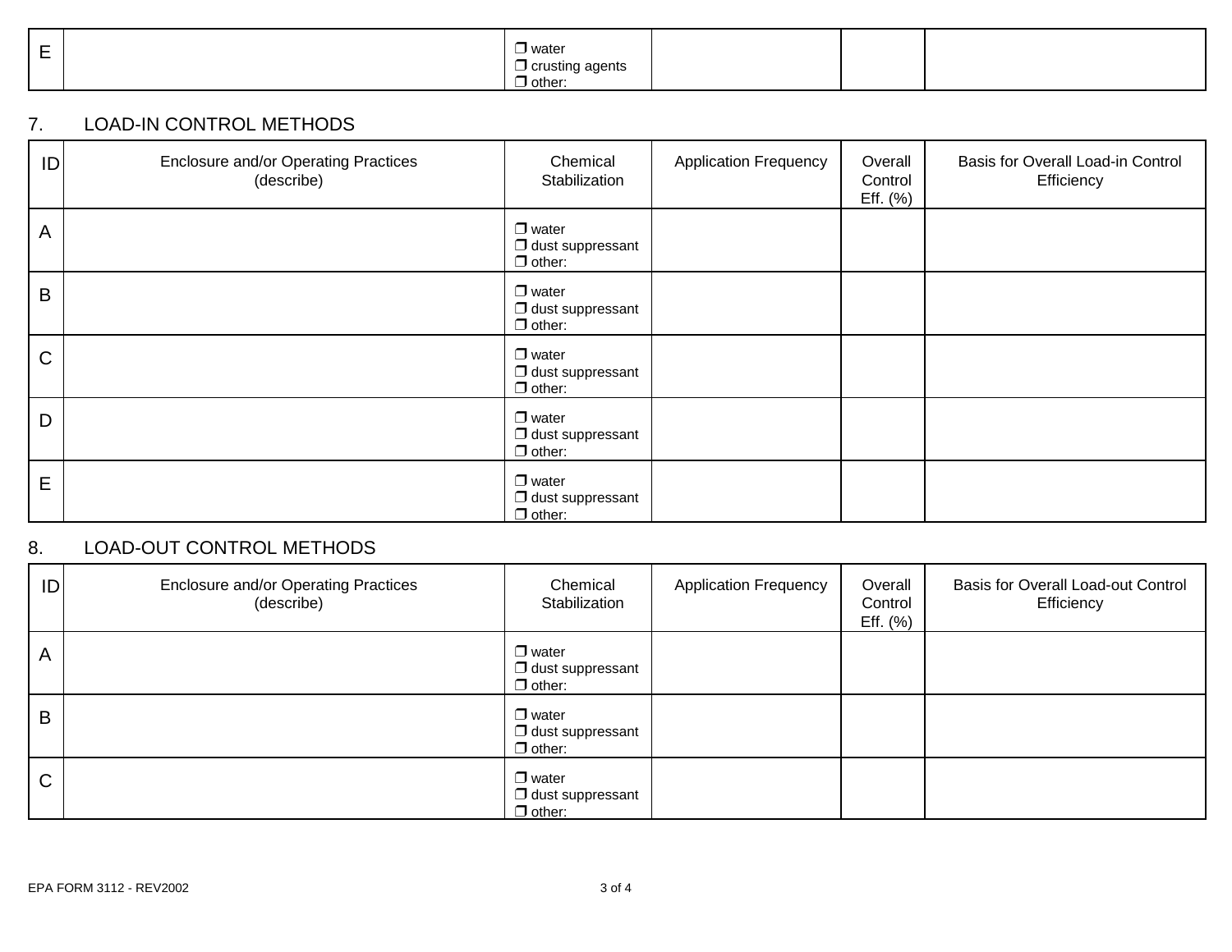| E |  | ❒ water<br>❒ crusting agents<br>❒ other: |  |  |  |
|---|---|---|---|---|---|

## 7. LOAD-IN CONTROL METHODS

| ID | Enclosure and/or Operating Practices (describe) | Chemical Stabilization | Application Frequency | Overall Control Eff. (%) | Basis for Overall Load-in Control Efficiency |
|---|---|---|---|---|---|
| A |  | ❒ water<br>❒ dust suppressant<br>❒ other: |  |  |  |
| B |  | ❒ water<br>❒ dust suppressant<br>❒ other: |  |  |  |
| C |  | ❒ water<br>❒ dust suppressant<br>❒ other: |  |  |  |
| D |  | ❒ water<br>❒ dust suppressant<br>❒ other: |  |  |  |
| E |  | ❒ water<br>❒ dust suppressant<br>❒ other: |  |  |  |

## 8. LOAD-OUT CONTROL METHODS

| ID | Enclosure and/or Operating Practices (describe) | Chemical Stabilization | Application Frequency | Overall Control Eff. (%) | Basis for Overall Load-out Control Efficiency |
|---|---|---|---|---|---|
| A |  | ❒ water<br>❒ dust suppressant<br>❒ other: |  |  |  |
| B |  | ❒ water<br>❒ dust suppressant<br>❒ other: |  |  |  |
| C |  | ❒ water<br>❒ dust suppressant<br>❒ other: |  |  |  |

EPA FORM 3112 - REV2002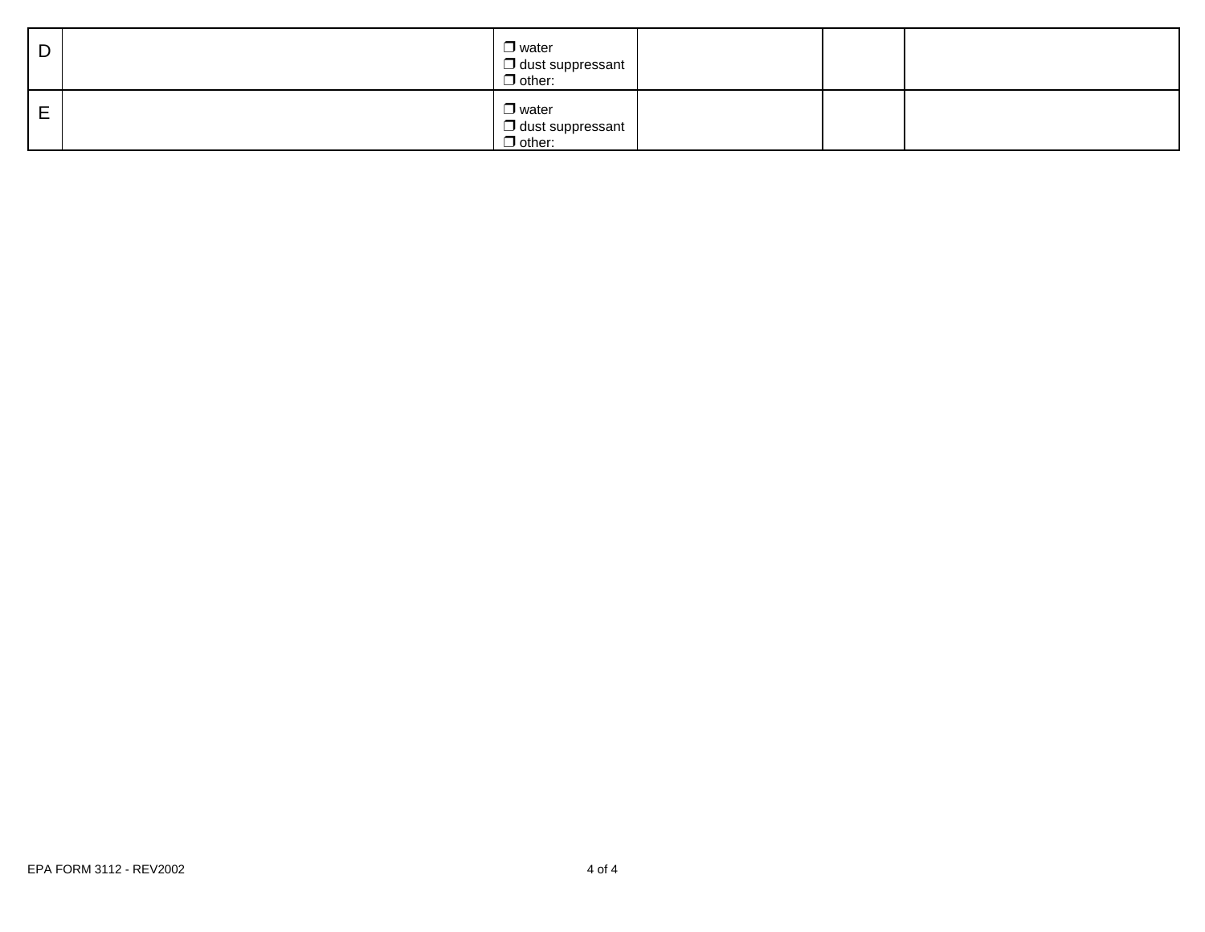| | | | | | |
|---|---|---|---|---|---|
| D | | ❐ water<br>❐ dust suppressant<br>❐ other: | | | |
| E | | ❐ water<br>❐ dust suppressant<br>❐ other: | | | |

EPA FORM 3112 - REV2002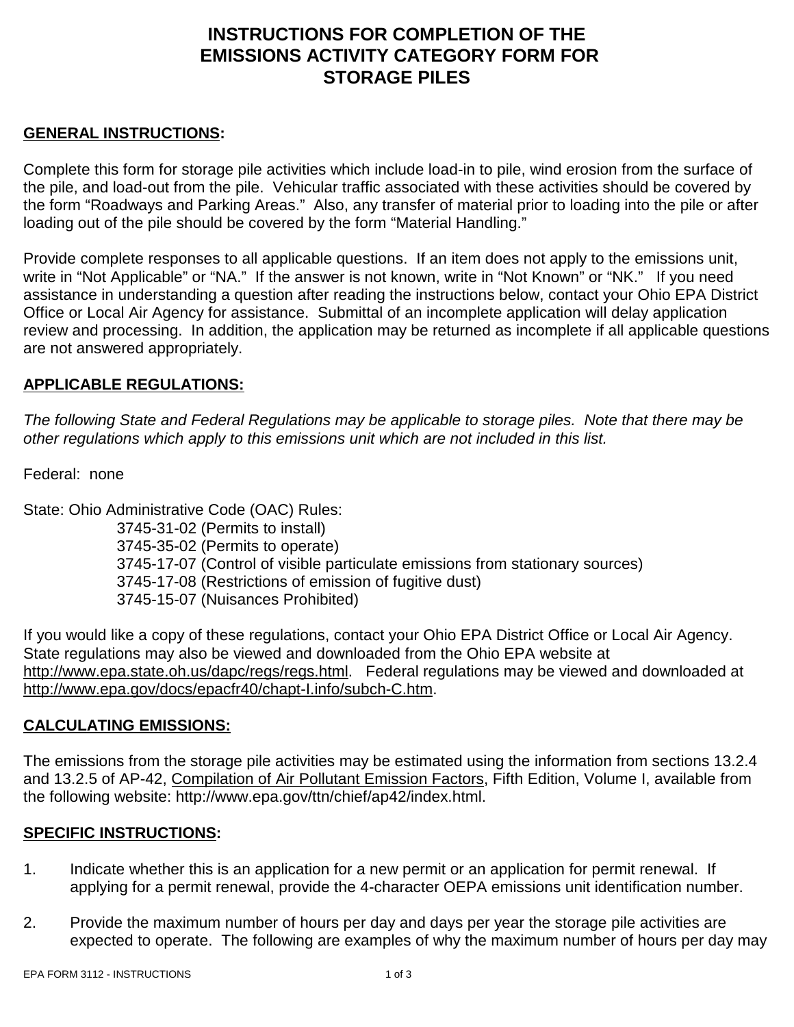# INSTRUCTIONS FOR COMPLETION OF THE EMISSIONS ACTIVITY CATEGORY FORM FOR STORAGE PILES

**GENERAL INSTRUCTIONS:**

Complete this form for storage pile activities which include load-in to pile, wind erosion from the surface of the pile, and load-out from the pile. Vehicular traffic associated with these activities should be covered by the form "Roadways and Parking Areas." Also, any transfer of material prior to loading into the pile or after loading out of the pile should be covered by the form "Material Handling."

Provide complete responses to all applicable questions. If an item does not apply to the emissions unit, write in "Not Applicable" or "NA." If the answer is not known, write in "Not Known" or "NK." If you need assistance in understanding a question after reading the instructions below, contact your Ohio EPA District Office or Local Air Agency for assistance. Submittal of an incomplete application will delay application review and processing. In addition, the application may be returned as incomplete if all applicable questions are not answered appropriately.

**APPLICABLE REGULATIONS:**

*The following State and Federal Regulations may be applicable to storage piles. Note that there may be other regulations which apply to this emissions unit which are not included in this list.*

Federal: none

State: Ohio Administrative Code (OAC) Rules:

- 3745-31-02 (Permits to install)
- 3745-35-02 (Permits to operate)
- 3745-17-07 (Control of visible particulate emissions from stationary sources)
- 3745-17-08 (Restrictions of emission of fugitive dust)
- 3745-15-07 (Nuisances Prohibited)

If you would like a copy of these regulations, contact your Ohio EPA District Office or Local Air Agency. State regulations may also be viewed and downloaded from the Ohio EPA website at http://www.epa.state.oh.us/dapc/regs/regs.html. Federal regulations may be viewed and downloaded at http://www.epa.gov/docs/epacfr40/chapt-I.info/subch-C.htm.

**CALCULATING EMISSIONS:**

The emissions from the storage pile activities may be estimated using the information from sections 13.2.4 and 13.2.5 of AP-42, Compilation of Air Pollutant Emission Factors, Fifth Edition, Volume I, available from the following website: http://www.epa.gov/ttn/chief/ap42/index.html.

**SPECIFIC INSTRUCTIONS:**

1. Indicate whether this is an application for a new permit or an application for permit renewal. If applying for a permit renewal, provide the 4-character OEPA emissions unit identification number.

2. Provide the maximum number of hours per day and days per year the storage pile activities are expected to operate. The following are examples of why the maximum number of hours per day may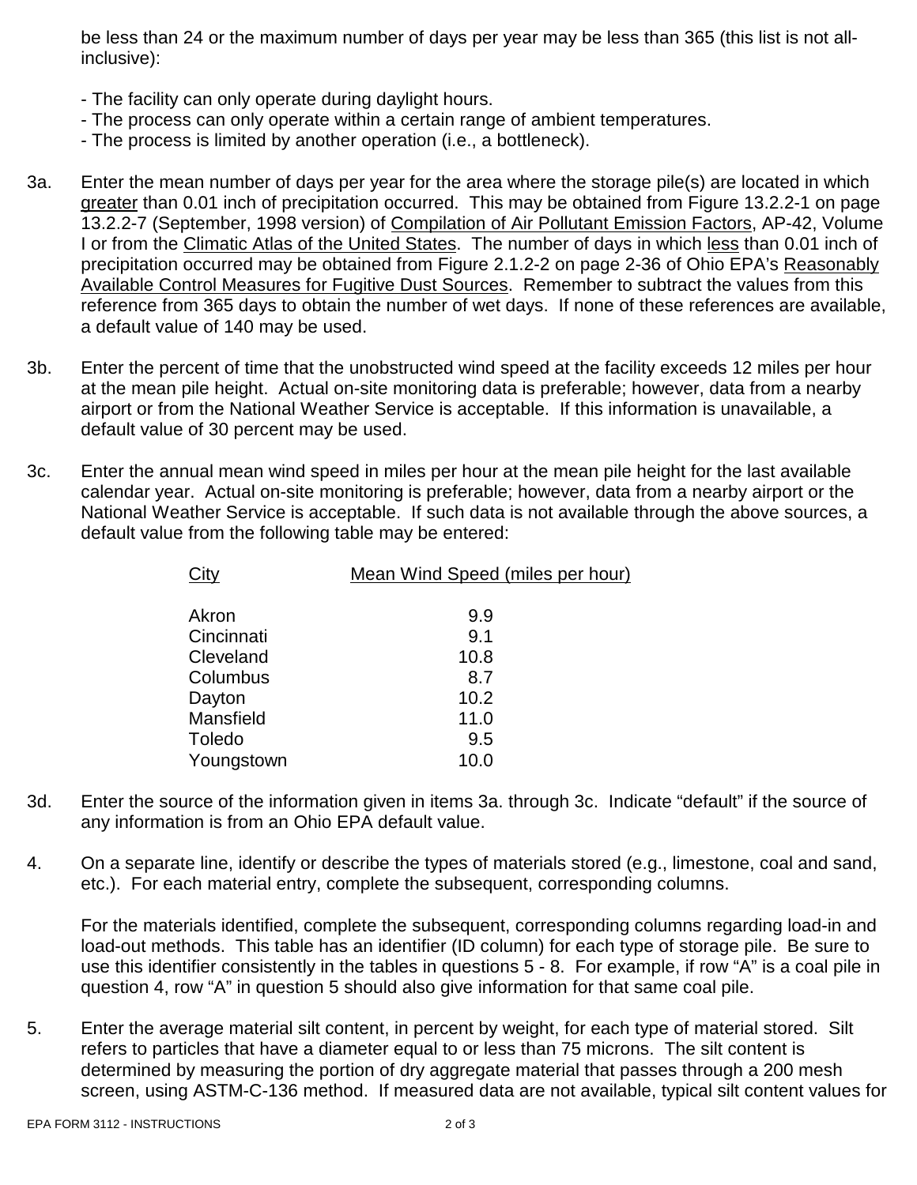be less than 24 or the maximum number of days per year may be less than 365 (this list is not all-inclusive):

- The facility can only operate during daylight hours.
- The process can only operate within a certain range of ambient temperatures.
- The process is limited by another operation (i.e., a bottleneck).

3a. Enter the mean number of days per year for the area where the storage pile(s) are located in which greater than 0.01 inch of precipitation occurred. This may be obtained from Figure 13.2.2-1 on page 13.2.2-7 (September, 1998 version) of Compilation of Air Pollutant Emission Factors, AP-42, Volume I or from the Climatic Atlas of the United States. The number of days in which less than 0.01 inch of precipitation occurred may be obtained from Figure 2.1.2-2 on page 2-36 of Ohio EPA's Reasonably Available Control Measures for Fugitive Dust Sources. Remember to subtract the values from this reference from 365 days to obtain the number of wet days. If none of these references are available, a default value of 140 may be used.

3b. Enter the percent of time that the unobstructed wind speed at the facility exceeds 12 miles per hour at the mean pile height. Actual on-site monitoring data is preferable; however, data from a nearby airport or from the National Weather Service is acceptable. If this information is unavailable, a default value of 30 percent may be used.

3c. Enter the annual mean wind speed in miles per hour at the mean pile height for the last available calendar year. Actual on-site monitoring is preferable; however, data from a nearby airport or the National Weather Service is acceptable. If such data is not available through the above sources, a default value from the following table may be entered:

| City | Mean Wind Speed (miles per hour) |
|---|---|
| Akron | 9.9 |
| Cincinnati | 9.1 |
| Cleveland | 10.8 |
| Columbus | 8.7 |
| Dayton | 10.2 |
| Mansfield | 11.0 |
| Toledo | 9.5 |
| Youngstown | 10.0 |

3d. Enter the source of the information given in items 3a. through 3c. Indicate "default" if the source of any information is from an Ohio EPA default value.

4. On a separate line, identify or describe the types of materials stored (e.g., limestone, coal and sand, etc.). For each material entry, complete the subsequent, corresponding columns.

   For the materials identified, complete the subsequent, corresponding columns regarding load-in and load-out methods. This table has an identifier (ID column) for each type of storage pile. Be sure to use this identifier consistently in the tables in questions 5 - 8. For example, if row "A" is a coal pile in question 4, row "A" in question 5 should also give information for that same coal pile.

5. Enter the average material silt content, in percent by weight, for each type of material stored. Silt refers to particles that have a diameter equal to or less than 75 microns. The silt content is determined by measuring the portion of dry aggregate material that passes through a 200 mesh screen, using ASTM-C-136 method. If measured data are not available, typical silt content values for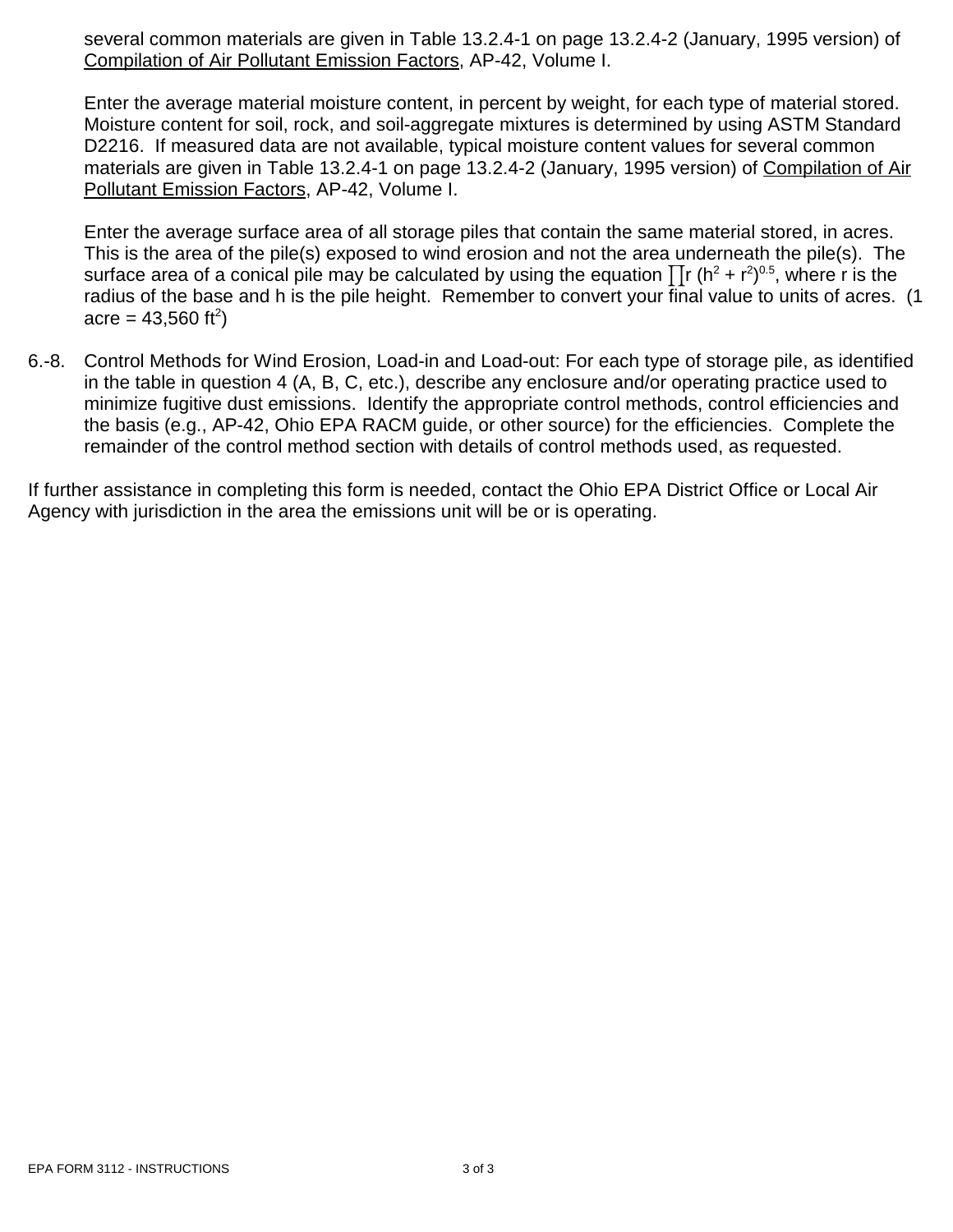several common materials are given in Table 13.2.4-1 on page 13.2.4-2 (January, 1995 version) of Compilation of Air Pollutant Emission Factors, AP-42, Volume I.

Enter the average material moisture content, in percent by weight, for each type of material stored. Moisture content for soil, rock, and soil-aggregate mixtures is determined by using ASTM Standard D2216. If measured data are not available, typical moisture content values for several common materials are given in Table 13.2.4-1 on page 13.2.4-2 (January, 1995 version) of Compilation of Air Pollutant Emission Factors, AP-42, Volume I.

Enter the average surface area of all storage piles that contain the same material stored, in acres. This is the area of the pile(s) exposed to wind erosion and not the area underneath the pile(s). The surface area of a conical pile may be calculated by using the equation $\prod r\ (h^2 + r^2)^{0.5}$, where r is the radius of the base and h is the pile height. Remember to convert your final value to units of acres. (1 acre = 43,560 $ft^2$)

6.-8. Control Methods for Wind Erosion, Load-in and Load-out: For each type of storage pile, as identified in the table in question 4 (A, B, C, etc.), describe any enclosure and/or operating practice used to minimize fugitive dust emissions. Identify the appropriate control methods, control efficiencies and the basis (e.g., AP-42, Ohio EPA RACM guide, or other source) for the efficiencies. Complete the remainder of the control method section with details of control methods used, as requested.

If further assistance in completing this form is needed, contact the Ohio EPA District Office or Local Air Agency with jurisdiction in the area the emissions unit will be or is operating.